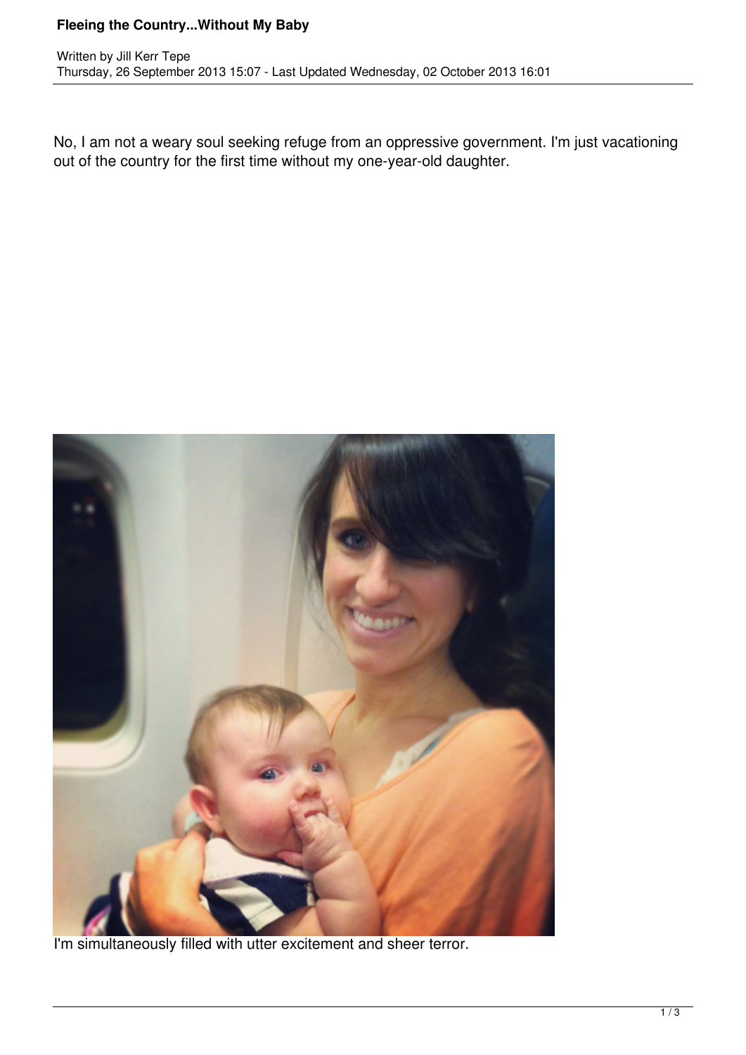# Fleeing the Country...Without My Baby

Written by Jill Kerr Tepe
Thursday, 26 September 2013 15:07 - Last Updated Wednesday, 02 October 2013 16:01

No, I am not a weary soul seeking refuge from an oppressive government. I'm just vacationing out of the country for the first time without my one-year-old daughter.

I'm simultaneously filled with utter excitement and sheer terror.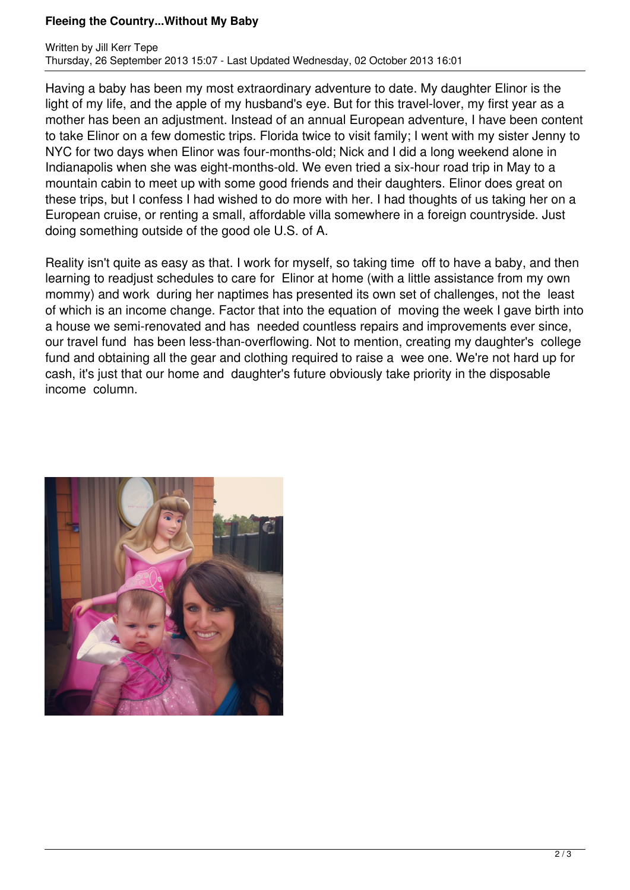Having a baby has been my most extraordinary adventure to date. My daughter Elinor is the light of my life, and the apple of my husband's eye. But for this travel-lover, my first year as a mother has been an adjustment. Instead of an annual European adventure, I have been content to take Elinor on a few domestic trips. Florida twice to visit family; I went with my sister Jenny to NYC for two days when Elinor was four-months-old; Nick and I did a long weekend alone in Indianapolis when she was eight-months-old. We even tried a six-hour road trip in May to a mountain cabin to meet up with some good friends and their daughters. Elinor does great on these trips, but I confess I had wished to do more with her. I had thoughts of us taking her on a European cruise, or renting a small, affordable villa somewhere in a foreign countryside. Just doing something outside of the good ole U.S. of A.

Reality isn't quite as easy as that. I work for myself, so taking time off to have a baby, and then learning to readjust schedules to care for Elinor at home (with a little assistance from my own mommy) and work during her naptimes has presented its own set of challenges, not the least of which is an income change. Factor that into the equation of moving the week I gave birth into a house we semi-renovated and has needed countless repairs and improvements ever since, our travel fund has been less-than-overflowing. Not to mention, creating my daughter's college fund and obtaining all the gear and clothing required to raise a wee one. We're not hard up for cash, it's just that our home and daughter's future obviously take priority in the disposable income column.